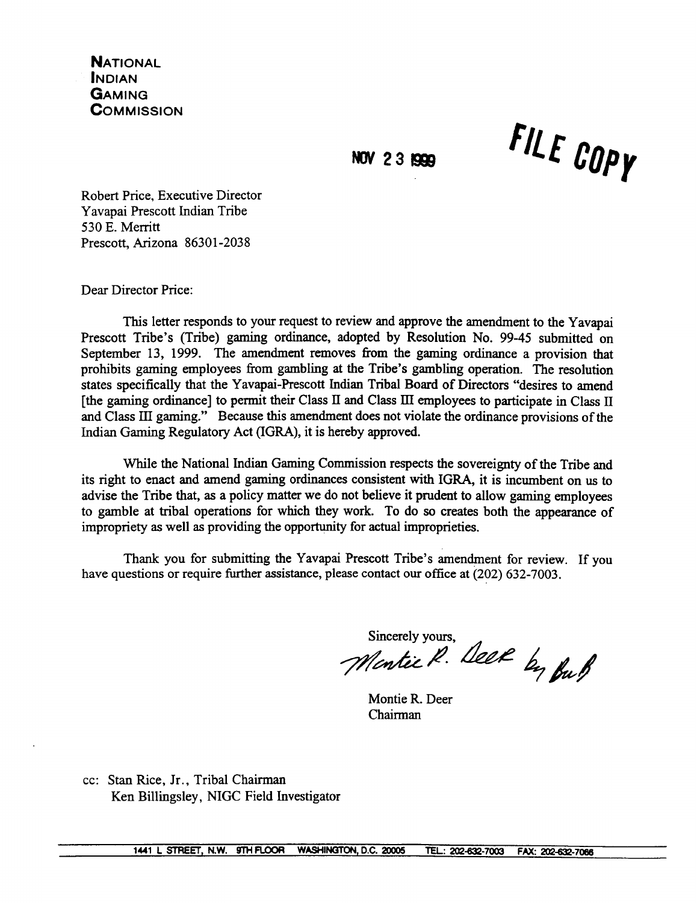**NATIONAL**
**INDIAN**
**GAMING**
**COMMISSION**

NOV 23 1999

FILE COPY

Robert Price, Executive Director
Yavapai Prescott Indian Tribe
530 E. Merritt
Prescott, Arizona 86301-2038

Dear Director Price:

This letter responds to your request to review and approve the amendment to the Yavapai Prescott Tribe's (Tribe) gaming ordinance, adopted by Resolution No. 99-45 submitted on September 13, 1999. The amendment removes from the gaming ordinance a provision that prohibits gaming employees from gambling at the Tribe's gambling operation. The resolution states specifically that the Yavapai-Prescott Indian Tribal Board of Directors "desires to amend [the gaming ordinance] to permit their Class II and Class III employees to participate in Class II and Class III gaming." Because this amendment does not violate the ordinance provisions of the Indian Gaming Regulatory Act (IGRA), it is hereby approved.

While the National Indian Gaming Commission respects the sovereignty of the Tribe and its right to enact and amend gaming ordinances consistent with IGRA, it is incumbent on us to advise the Tribe that, as a policy matter we do not believe it prudent to allow gaming employees to gamble at tribal operations for which they work. To do so creates both the appearance of impropriety as well as providing the opportunity for actual improprieties.

Thank you for submitting the Yavapai Prescott Tribe's amendment for review. If you have questions or require further assistance, please contact our office at (202) 632-7003.

Sincerely yours,

Montie R. Deer by [signature]

Montie R. Deer
Chairman

cc: Stan Rice, Jr., Tribal Chairman
Ken Billingsley, NIGC Field Investigator

1441 L STREET, N.W. 9TH FLOOR WASHINGTON, D.C. 20005 TEL.: 202-632-7003 FAX: 202-632-7066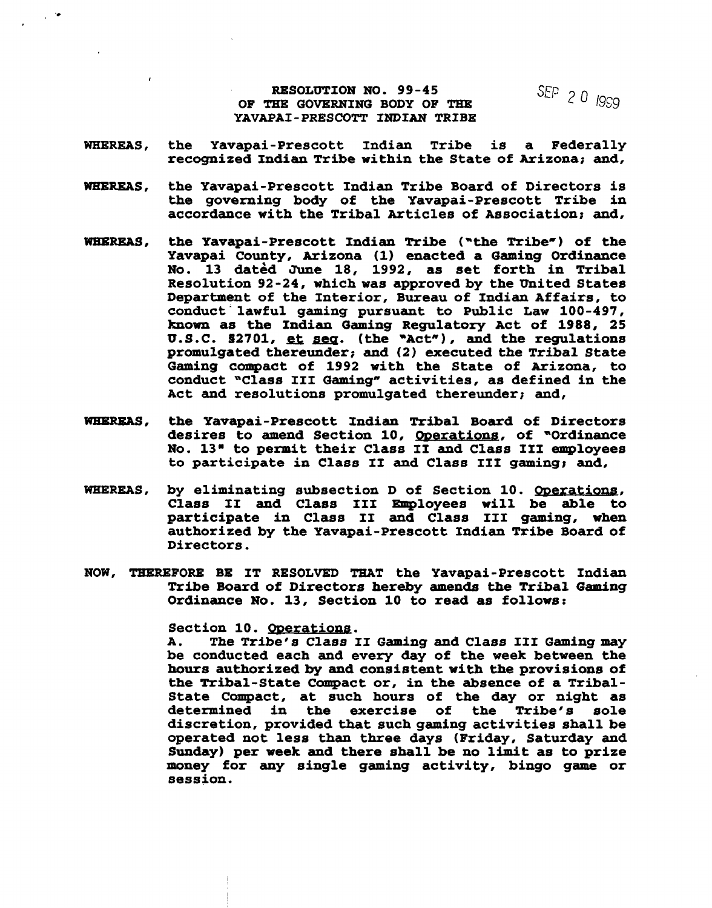**RESOLUTION NO. 99-45**
**OF THE GOVERNING BODY OF THE**
**YAVAPAI-PRESCOTT INDIAN TRIBE**

SEP 20 1999

**WHEREAS,** the Yavapai-Prescott Indian Tribe is a Federally recognized Indian Tribe within the State of Arizona; and,

**WHEREAS,** the Yavapai-Prescott Indian Tribe Board of Directors is the governing body of the Yavapai-Prescott Tribe in accordance with the Tribal Articles of Association; and,

**WHEREAS,** the Yavapai-Prescott Indian Tribe ("the Tribe") of the Yavapai County, Arizona (1) enacted a Gaming Ordinance No. 13 dated June 18, 1992, as set forth in Tribal Resolution 92-24, which was approved by the United States Department of the Interior, Bureau of Indian Affairs, to conduct lawful gaming pursuant to Public Law 100-497, known as the Indian Gaming Regulatory Act of 1988, 25 U.S.C. §2701, et seq. (the "Act"), and the regulations promulgated thereunder; and (2) executed the Tribal State Gaming compact of 1992 with the State of Arizona, to conduct "Class III Gaming" activities, as defined in the Act and resolutions promulgated thereunder; and,

**WHEREAS,** the Yavapai-Prescott Indian Tribal Board of Directors desires to amend Section 10, Operations, of "Ordinance No. 13" to permit their Class II and Class III employees to participate in Class II and Class III gaming; and,

**WHEREAS,** by eliminating subsection D of Section 10. Operations, Class II and Class III Employees will be able to participate in Class II and Class III gaming, when authorized by the Yavapai-Prescott Indian Tribe Board of Directors.

**NOW, THEREFORE BE IT RESOLVED THAT** the Yavapai-Prescott Indian Tribe Board of Directors hereby amends the Tribal Gaming Ordinance No. 13, Section 10 to read as follows:

Section 10. Operations.

A. The Tribe's Class II Gaming and Class III Gaming may be conducted each and every day of the week between the hours authorized by and consistent with the provisions of the Tribal-State Compact or, in the absence of a Tribal-State Compact, at such hours of the day or night as determined in the exercise of the Tribe's sole discretion, provided that such gaming activities shall be operated not less than three days (Friday, Saturday and Sunday) per week and there shall be no limit as to prize money for any single gaming activity, bingo game or session.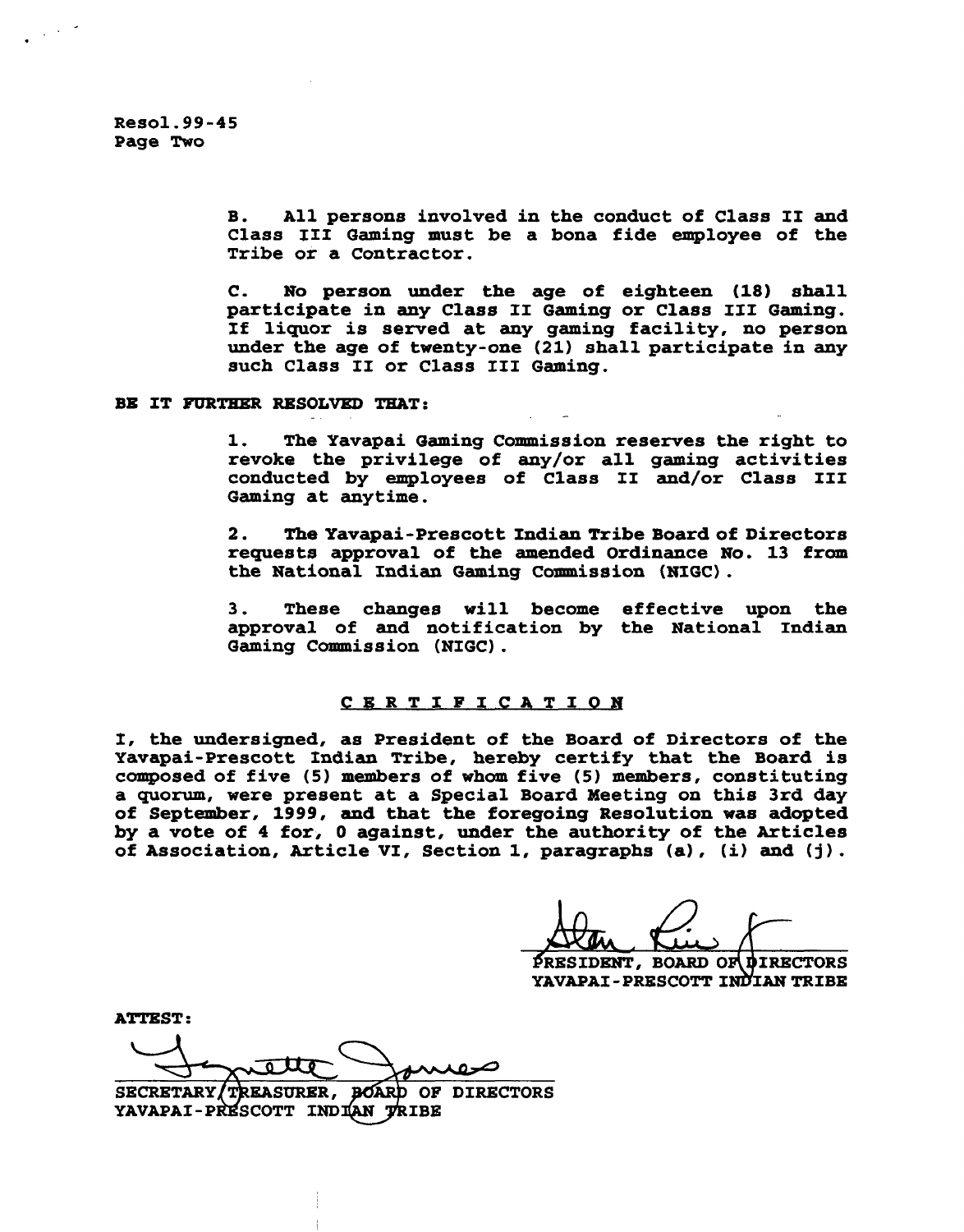Resol.99-45
Page Two

B. All persons involved in the conduct of Class II and Class III Gaming must be a bona fide employee of the Tribe or a Contractor.

C. No person under the age of eighteen (18) shall participate in any Class II Gaming or Class III Gaming. If liquor is served at any gaming facility, no person under the age of twenty-one (21) shall participate in any such Class II or Class III Gaming.

**BE IT FURTHER RESOLVED THAT:**

1. The Yavapai Gaming Commission reserves the right to revoke the privilege of any/or all gaming activities conducted by employees of Class II and/or Class III Gaming at anytime.

2. The Yavapai-Prescott Indian Tribe Board of Directors requests approval of the amended Ordinance No. 13 from the National Indian Gaming Commission (NIGC).

3. These changes will become effective upon the approval of and notification by the National Indian Gaming Commission (NIGC).

## C E R T I F I C A T I O N

I, the undersigned, as President of the Board of Directors of the Yavapai-Prescott Indian Tribe, hereby certify that the Board is composed of five (5) members of whom five (5) members, constituting a quorum, were present at a Special Board Meeting on this 3rd day of September, 1999, and that the foregoing Resolution was adopted by a vote of 4 for, 0 against, under the authority of the Articles of Association, Article VI, Section 1, paragraphs (a), (i) and (j).

PRESIDENT, BOARD OF DIRECTORS
YAVAPAI-PRESCOTT INDIAN TRIBE

ATTEST:

SECRETARY/TREASURER, BOARD OF DIRECTORS
YAVAPAI-PRESCOTT INDIAN TRIBE